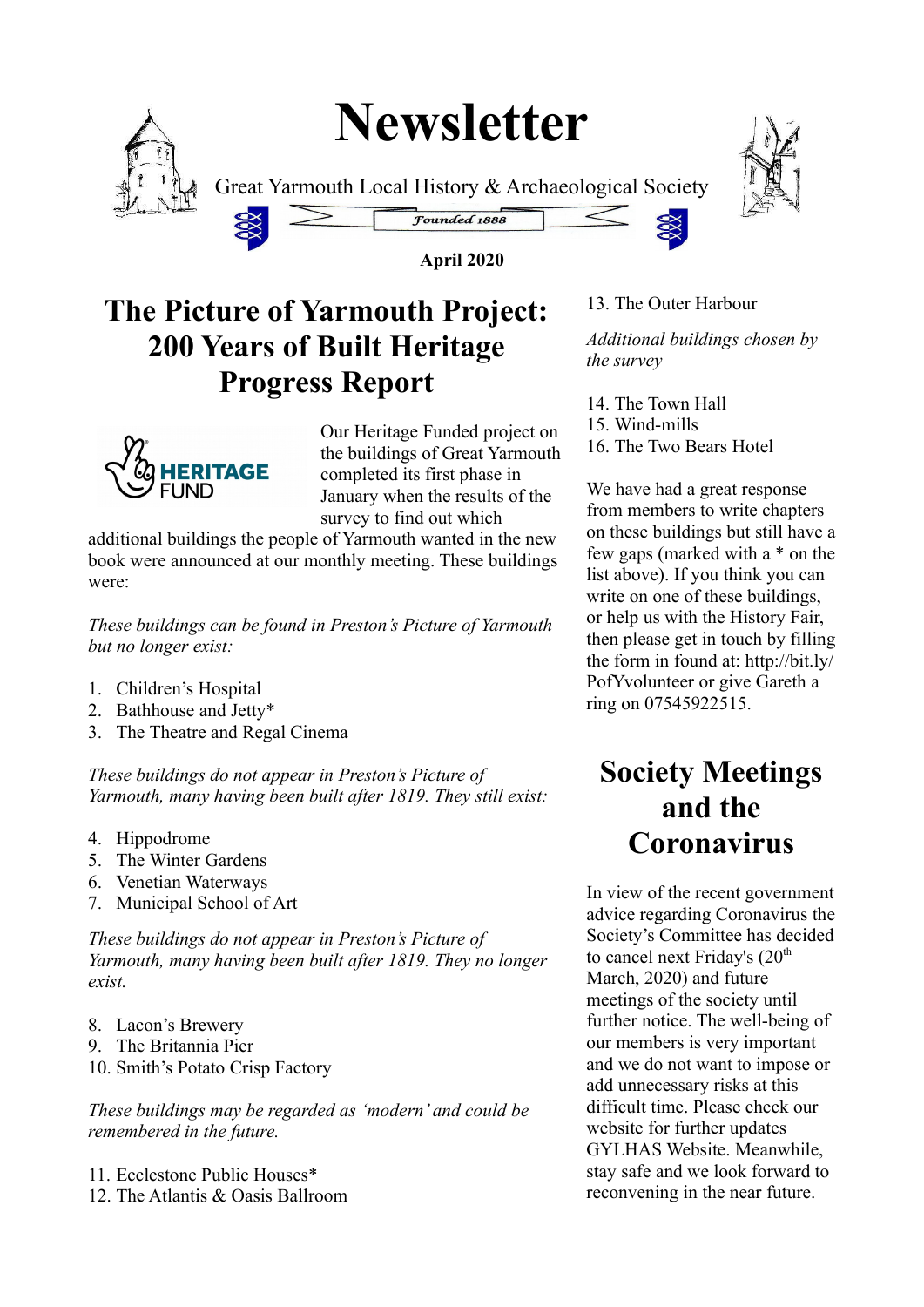# Newsletter

Great Yarmouth Local History & Archaeological Society

Founded 1888

**April 2020**

## The Picture of Yarmouth Project: 200 Years of Built Heritage Progress Report

Our Heritage Funded project on the buildings of Great Yarmouth completed its first phase in January when the results of the survey to find out which additional buildings the people of Yarmouth wanted in the new book were announced at our monthly meeting. These buildings were:

*These buildings can be found in Preston's Picture of Yarmouth but no longer exist:*

1. Children's Hospital
2. Bathhouse and Jetty*
3. The Theatre and Regal Cinema

*These buildings do not appear in Preston's Picture of Yarmouth, many having been built after 1819. They still exist:*

4. Hippodrome
5. The Winter Gardens
6. Venetian Waterways
7. Municipal School of Art

*These buildings do not appear in Preston's Picture of Yarmouth, many having been built after 1819. They no longer exist.*

8. Lacon's Brewery
9. The Britannia Pier
10. Smith's Potato Crisp Factory

*These buildings may be regarded as 'modern' and could be remembered in the future.*

11. Ecclestone Public Houses*
12. The Atlantis & Oasis Ballroom
13. The Outer Harbour

*Additional buildings chosen by the survey*

14. The Town Hall
15. Wind-mills
16. The Two Bears Hotel

We have had a great response from members to write chapters on these buildings but still have a few gaps (marked with a * on the list above). If you think you can write on one of these buildings, or help us with the History Fair, then please get in touch by filling the form in found at: http://bit.ly/PofYvolunteer or give Gareth a ring on 07545922515.

## Society Meetings and the Coronavirus

In view of the recent government advice regarding Coronavirus the Society's Committee has decided to cancel next Friday's (20th March, 2020) and future meetings of the society until further notice. The well-being of our members is very important and we do not want to impose or add unnecessary risks at this difficult time. Please check our website for further updates GYLHAS Website. Meanwhile, stay safe and we look forward to reconvening in the near future.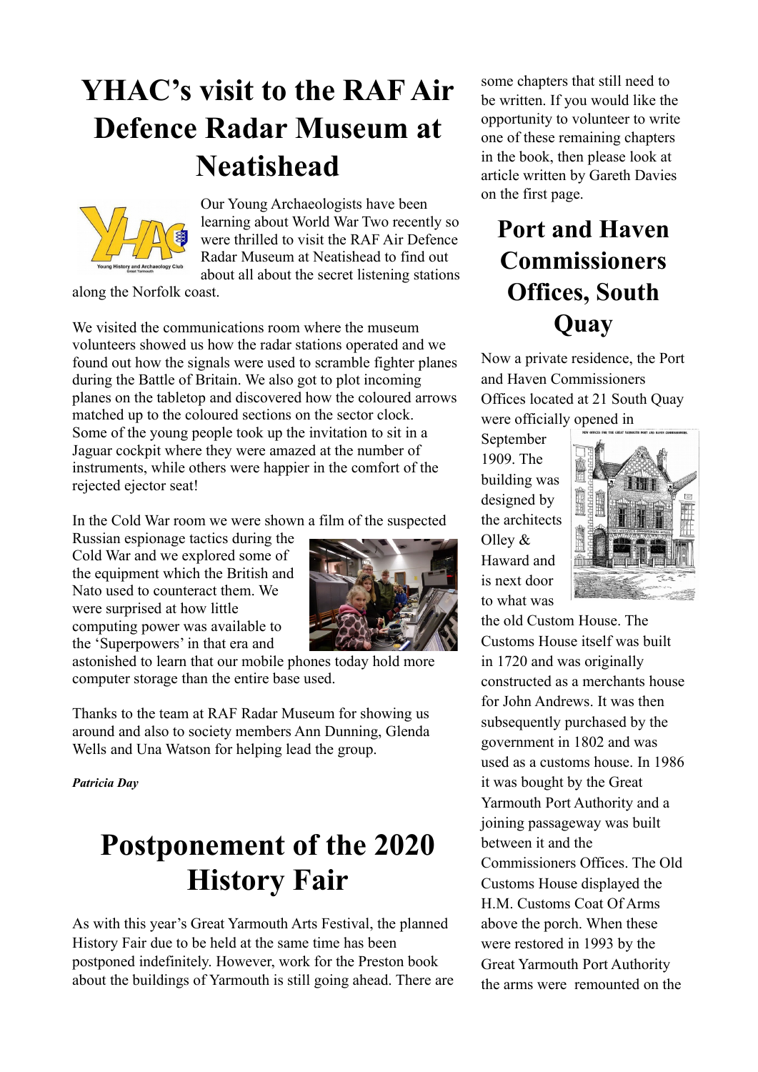# YHAC's visit to the RAF Air Defence Radar Museum at Neatishead

Our Young Archaeologists have been learning about World War Two recently so were thrilled to visit the RAF Air Defence Radar Museum at Neatishead to find out about all about the secret listening stations along the Norfolk coast.

We visited the communications room where the museum volunteers showed us how the radar stations operated and we found out how the signals were used to scramble fighter planes during the Battle of Britain. We also got to plot incoming planes on the tabletop and discovered how the coloured arrows matched up to the coloured sections on the sector clock. Some of the young people took up the invitation to sit in a Jaguar cockpit where they were amazed at the number of instruments, while others were happier in the comfort of the rejected ejector seat!

In the Cold War room we were shown a film of the suspected Russian espionage tactics during the Cold War and we explored some of the equipment which the British and Nato used to counteract them. We were surprised at how little computing power was available to the 'Superpowers' in that era and astonished to learn that our mobile phones today hold more computer storage than the entire base used.

Thanks to the team at RAF Radar Museum for showing us around and also to society members Ann Dunning, Glenda Wells and Una Watson for helping lead the group.

***Patricia Day***

# Postponement of the 2020 History Fair

As with this year's Great Yarmouth Arts Festival, the planned History Fair due to be held at the same time has been postponed indefinitely. However, work for the Preston book about the buildings of Yarmouth is still going ahead. There are some chapters that still need to be written. If you would like the opportunity to volunteer to write one of these remaining chapters in the book, then please look at article written by Gareth Davies on the first page.

# Port and Haven Commissioners Offices, South Quay

Now a private residence, the Port and Haven Commissioners Offices located at 21 South Quay were officially opened in September 1909. The building was designed by the architects Olley & Haward and is next door to what was the old Custom House. The Customs House itself was built in 1720 and was originally constructed as a merchants house for John Andrews. It was then subsequently purchased by the government in 1802 and was used as a customs house. In 1986 it was bought by the Great Yarmouth Port Authority and a joining passageway was built between it and the Commissioners Offices. The Old Customs House displayed the H.M. Customs Coat Of Arms above the porch. When these were restored in 1993 by the Great Yarmouth Port Authority the arms were remounted on the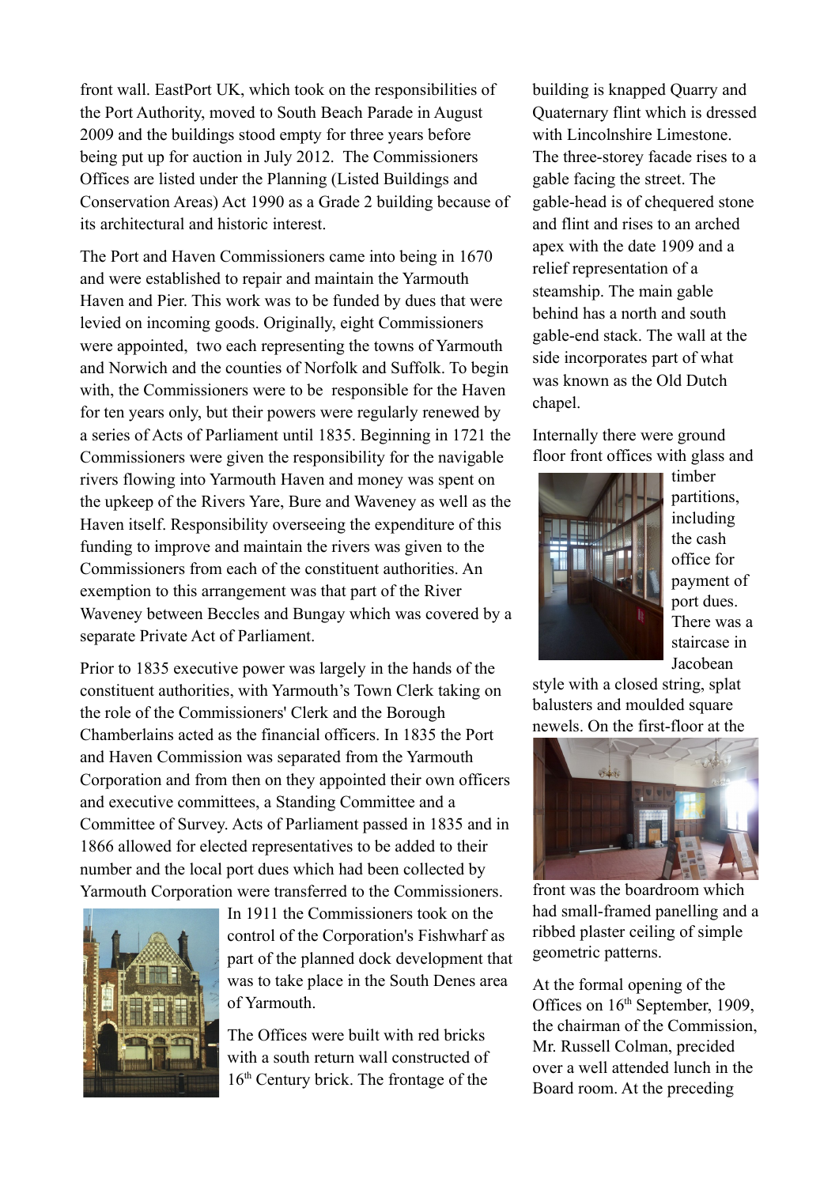front wall. EastPort UK, which took on the responsibilities of the Port Authority, moved to South Beach Parade in August 2009 and the buildings stood empty for three years before being put up for auction in July 2012. The Commissioners Offices are listed under the Planning (Listed Buildings and Conservation Areas) Act 1990 as a Grade 2 building because of its architectural and historic interest.

The Port and Haven Commissioners came into being in 1670 and were established to repair and maintain the Yarmouth Haven and Pier. This work was to be funded by dues that were levied on incoming goods. Originally, eight Commissioners were appointed, two each representing the towns of Yarmouth and Norwich and the counties of Norfolk and Suffolk. To begin with, the Commissioners were to be responsible for the Haven for ten years only, but their powers were regularly renewed by a series of Acts of Parliament until 1835. Beginning in 1721 the Commissioners were given the responsibility for the navigable rivers flowing into Yarmouth Haven and money was spent on the upkeep of the Rivers Yare, Bure and Waveney as well as the Haven itself. Responsibility overseeing the expenditure of this funding to improve and maintain the rivers was given to the Commissioners from each of the constituent authorities. An exemption to this arrangement was that part of the River Waveney between Beccles and Bungay which was covered by a separate Private Act of Parliament.

Prior to 1835 executive power was largely in the hands of the constituent authorities, with Yarmouth's Town Clerk taking on the role of the Commissioners' Clerk and the Borough Chamberlains acted as the financial officers. In 1835 the Port and Haven Commission was separated from the Yarmouth Corporation and from then on they appointed their own officers and executive committees, a Standing Committee and a Committee of Survey. Acts of Parliament passed in 1835 and in 1866 allowed for elected representatives to be added to their number and the local port dues which had been collected by Yarmouth Corporation were transferred to the Commissioners. In 1911 the Commissioners took on the control of the Corporation's Fishwharf as part of the planned dock development that was to take place in the South Denes area of Yarmouth.

The Offices were built with red bricks with a south return wall constructed of 16th Century brick. The frontage of the building is knapped Quarry and Quaternary flint which is dressed with Lincolnshire Limestone. The three-storey facade rises to a gable facing the street. The gable-head is of chequered stone and flint and rises to an arched apex with the date 1909 and a relief representation of a steamship. The main gable behind has a north and south gable-end stack. The wall at the side incorporates part of what was known as the Old Dutch chapel.

Internally there were ground floor front offices with glass and timber partitions, including the cash office for payment of port dues. There was a staircase in Jacobean style with a closed string, splat balusters and moulded square newels. On the first-floor at the front was the boardroom which had small-framed panelling and a ribbed plaster ceiling of simple geometric patterns.

At the formal opening of the Offices on 16th September, 1909, the chairman of the Commission, Mr. Russell Colman, preceded over a well attended lunch in the Board room. At the preceding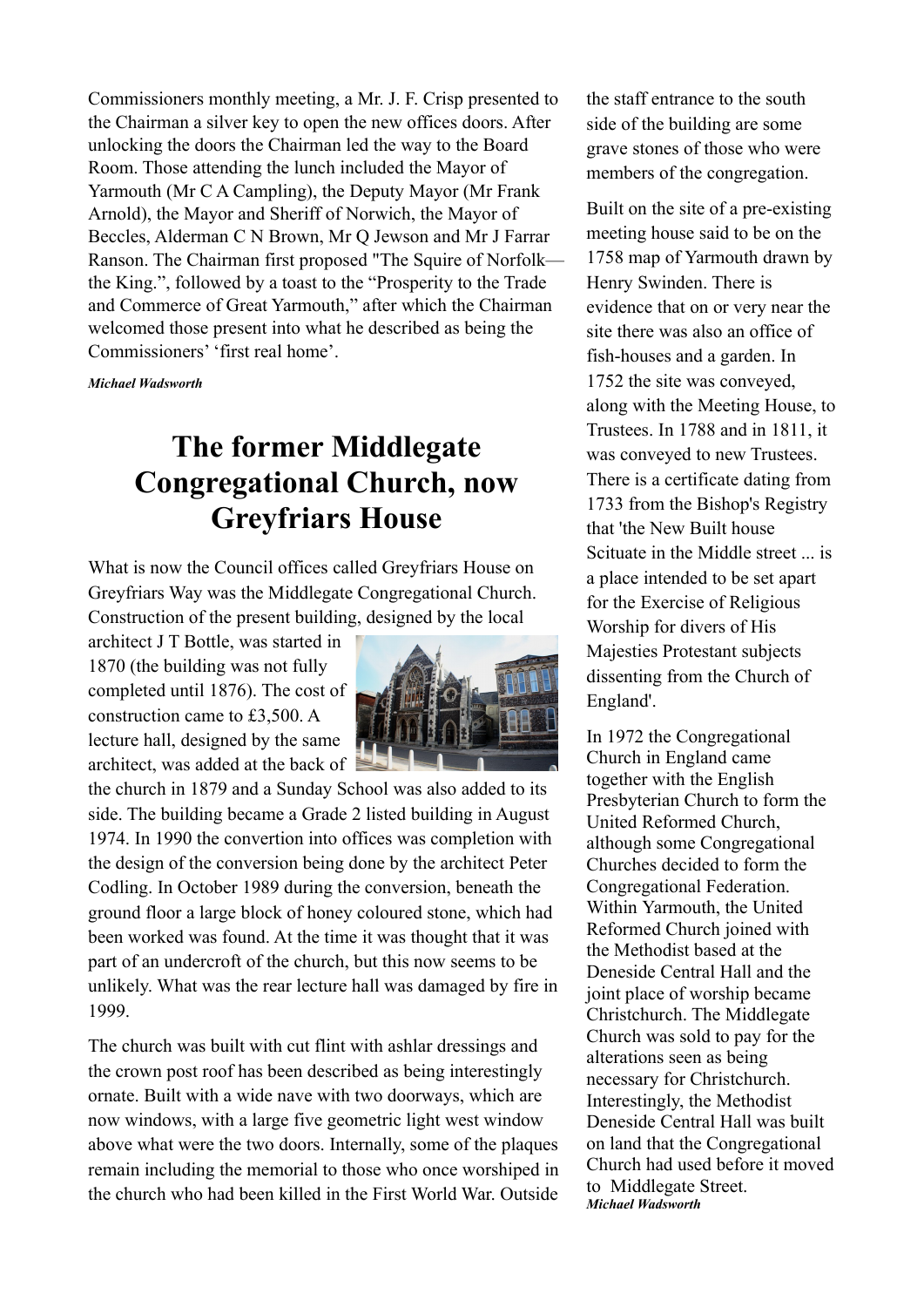Commissioners monthly meeting, a Mr. J. F. Crisp presented to the Chairman a silver key to open the new offices doors. After unlocking the doors the Chairman led the way to the Board Room. Those attending the lunch included the Mayor of Yarmouth (Mr C A Campling), the Deputy Mayor (Mr Frank Arnold), the Mayor and Sheriff of Norwich, the Mayor of Beccles, Alderman C N Brown, Mr Q Jewson and Mr J Farrar Ranson. The Chairman first proposed "The Squire of Norfolk— the King.", followed by a toast to the "Prosperity to the Trade and Commerce of Great Yarmouth," after which the Chairman welcomed those present into what he described as being the Commissioners' 'first real home'.

***Michael Wadsworth***

# The former Middlegate Congregational Church, now Greyfriars House

What is now the Council offices called Greyfriars House on Greyfriars Way was the Middlegate Congregational Church. Construction of the present building, designed by the local architect J T Bottle, was started in 1870 (the building was not fully completed until 1876). The cost of construction came to £3,500. A lecture hall, designed by the same architect, was added at the back of the church in 1879 and a Sunday School was also added to its side. The building became a Grade 2 listed building in August 1974. In 1990 the convertion into offices was completion with the design of the conversion being done by the architect Peter Codling. In October 1989 during the conversion, beneath the ground floor a large block of honey coloured stone, which had been worked was found. At the time it was thought that it was part of an undercroft of the church, but this now seems to be unlikely. What was the rear lecture hall was damaged by fire in 1999.

The church was built with cut flint with ashlar dressings and the crown post roof has been described as being interestingly ornate. Built with a wide nave with two doorways, which are now windows, with a large five geometric light west window above what were the two doors. Internally, some of the plaques remain including the memorial to those who once worshiped in the church who had been killed in the First World War. Outside the staff entrance to the south side of the building are some grave stones of those who were members of the congregation.

Built on the site of a pre-existing meeting house said to be on the 1758 map of Yarmouth drawn by Henry Swinden. There is evidence that on or very near the site there was also an office of fish-houses and a garden. In 1752 the site was conveyed, along with the Meeting House, to Trustees. In 1788 and in 1811, it was conveyed to new Trustees. There is a certificate dating from 1733 from the Bishop's Registry that 'the New Built house Scituate in the Middle street ... is a place intended to be set apart for the Exercise of Religious Worship for divers of His Majesties Protestant subjects dissenting from the Church of England'.

In 1972 the Congregational Church in England came together with the English Presbyterian Church to form the United Reformed Church, although some Congregational Churches decided to form the Congregational Federation. Within Yarmouth, the United Reformed Church joined with the Methodist based at the Deneside Central Hall and the joint place of worship became Christchurch. The Middlegate Church was sold to pay for the alterations seen as being necessary for Christchurch. Interestingly, the Methodist Deneside Central Hall was built on land that the Congregational Church had used before it moved to Middlegate Street.

***Michael Wadsworth***